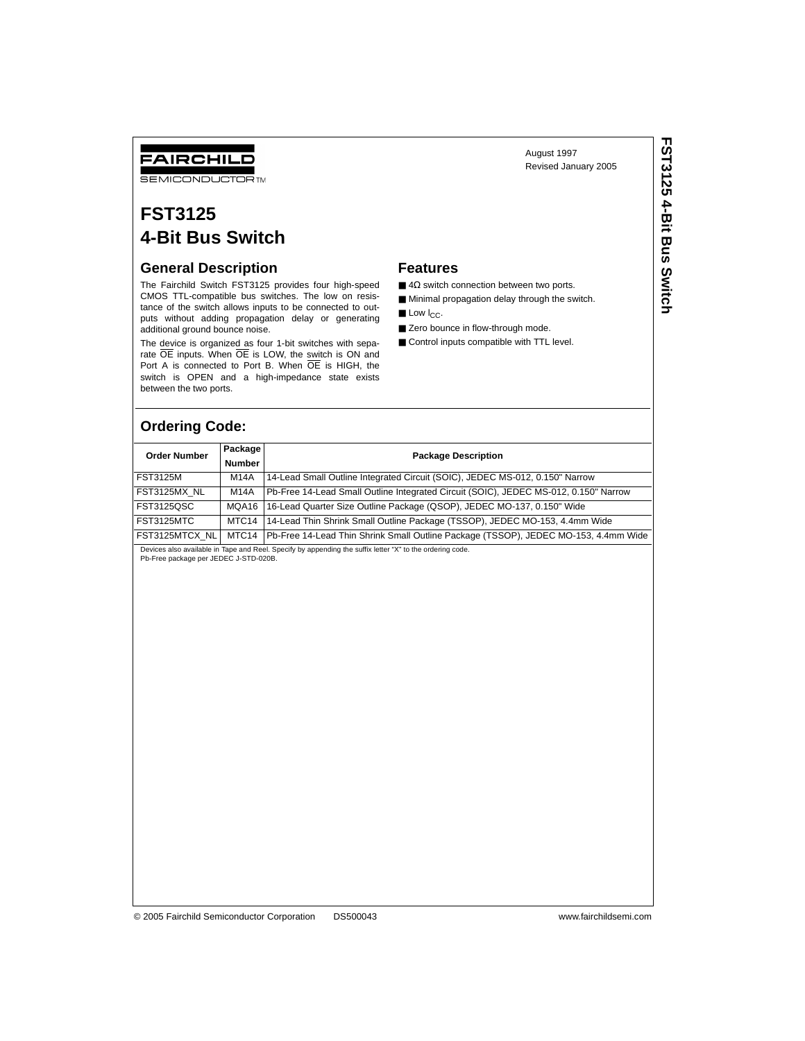FAIRCHILD SEMICONDUCTOR TM

August 1997
Revised January 2005

# FST3125 4-Bit Bus Switch

## General Description

The Fairchild Switch FST3125 provides four high-speed CMOS TTL-compatible bus switches. The low on resistance of the switch allows inputs to be connected to outputs without adding propagation delay or generating additional ground bounce noise.

The device is organized as four 1-bit switches with separate $\overline{OE}$ inputs. When $\overline{OE}$ is LOW, the switch is ON and Port A is connected to Port B. When $\overline{OE}$ is HIGH, the switch is OPEN and a high-impedance state exists between the two ports.

## Features

- 4Ω switch connection between two ports.
- Minimal propagation delay through the switch.
- Low $I_{CC}$.
- Zero bounce in flow-through mode.
- Control inputs compatible with TTL level.

## Ordering Code:

| Order Number | Package Number | Package Description |
|---|---|---|
| FST3125M | M14A | 14-Lead Small Outline Integrated Circuit (SOIC), JEDEC MS-012, 0.150" Narrow |
| FST3125MX_NL | M14A | Pb-Free 14-Lead Small Outline Integrated Circuit (SOIC), JEDEC MS-012, 0.150" Narrow |
| FST3125QSC | MQA16 | 16-Lead Quarter Size Outline Package (QSOP), JEDEC MO-137, 0.150" Wide |
| FST3125MTC | MTC14 | 14-Lead Thin Shrink Small Outline Package (TSSOP), JEDEC MO-153, 4.4mm Wide |
| FST3125MTCX_NL | MTC14 | Pb-Free 14-Lead Thin Shrink Small Outline Package (TSSOP), JEDEC MO-153, 4.4mm Wide |

Devices also available in Tape and Reel. Specify by appending the suffix letter "X" to the ordering code.
Pb-Free package per JEDEC J-STD-020B.

© 2005 Fairchild Semiconductor Corporation DS500043 www.fairchildsemi.com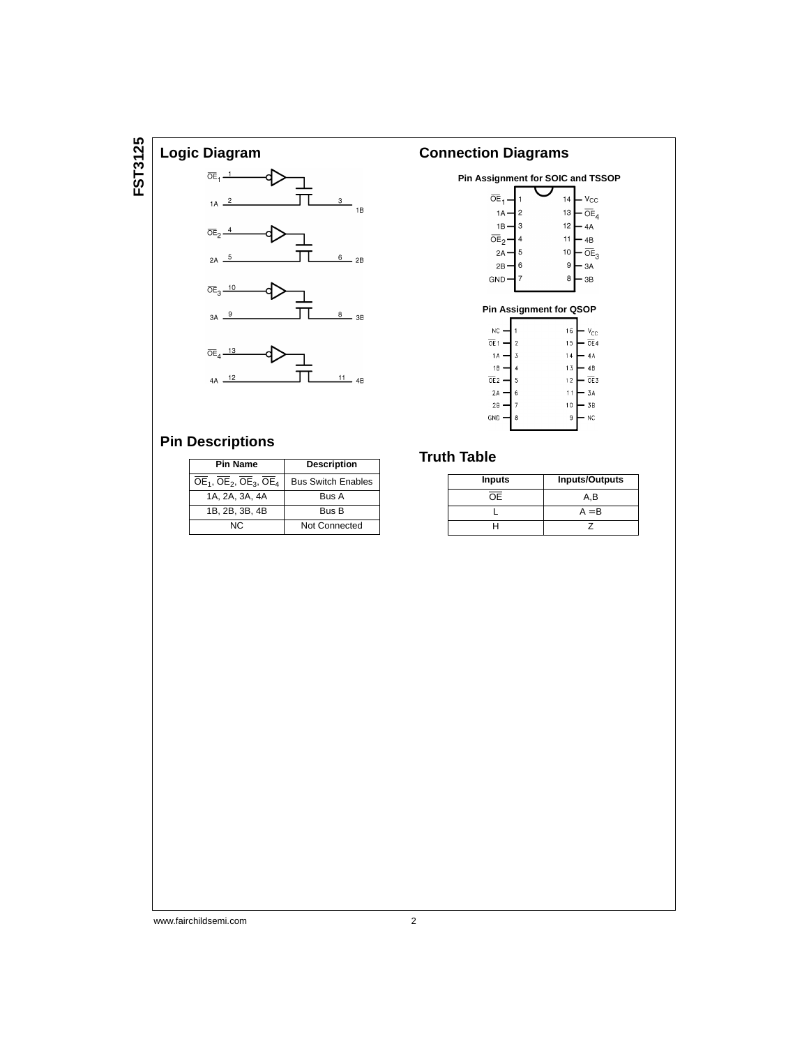## Logic Diagram

## Connection Diagrams

**Pin Assignment for SOIC and TSSOP**

**Pin Assignment for QSOP**

## Pin Descriptions

| Pin Name | Description |
|---|---|
| $\overline{OE}_1$, $\overline{OE}_2$, $\overline{OE}_3$, $\overline{OE}_4$ | Bus Switch Enables |
| 1A, 2A, 3A, 4A | Bus A |
| 1B, 2B, 3B, 4B | Bus B |
| NC | Not Connected |

## Truth Table

| Inputs | Inputs/Outputs |
|---|---|
| $\overline{OE}$ | A,B |
| L | A = B |
| H | Z |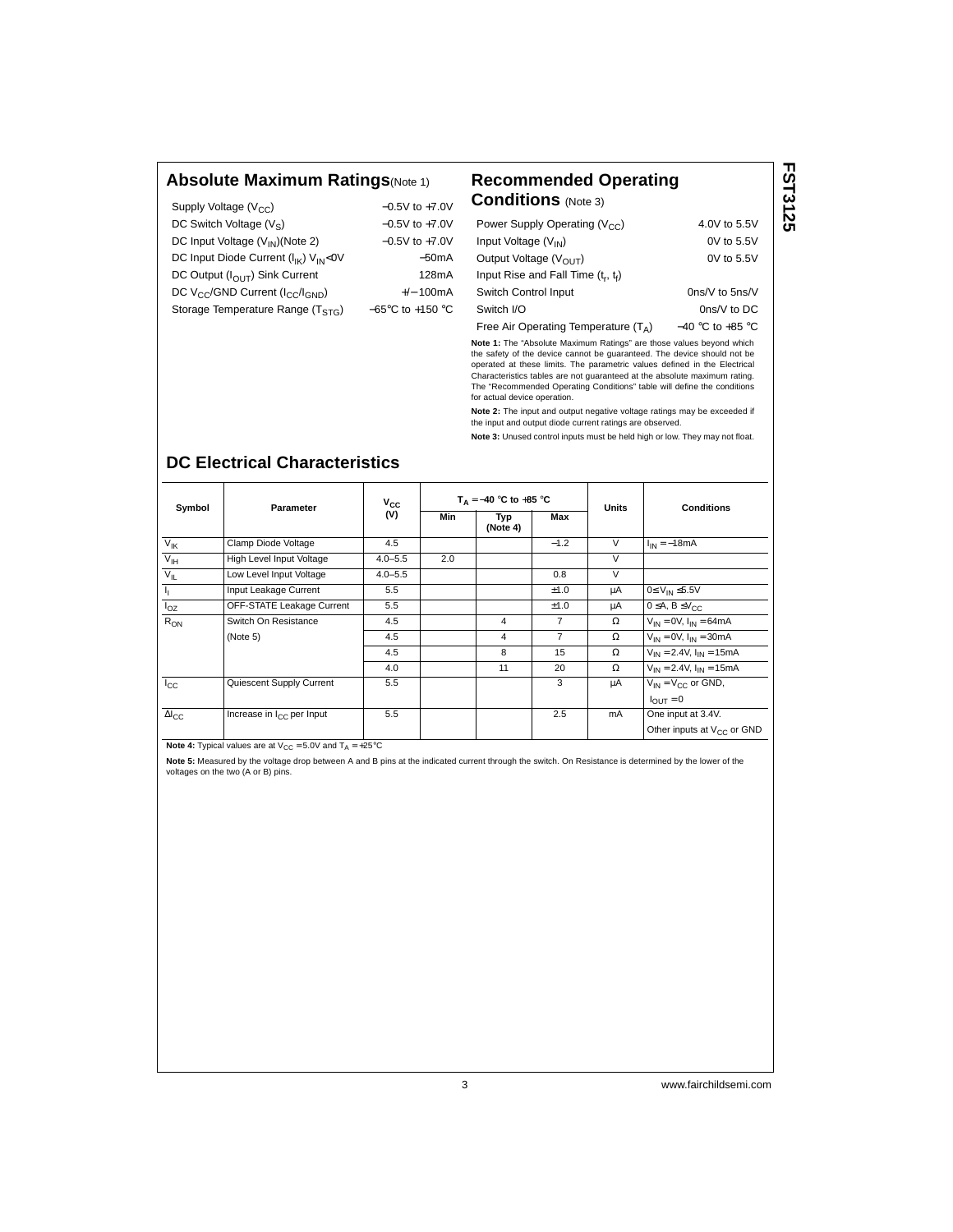## Absolute Maximum Ratings (Note 1)

| | |
|---|---|
| Supply Voltage ($V_{CC}$) | −0.5V to +7.0V |
| DC Switch Voltage ($V_S$) | −0.5V to +7.0V |
| DC Input Voltage ($V_{IN}$)(Note 2) | −0.5V to +7.0V |
| DC Input Diode Current ($I_{IK}$) $V_{IN}$<0V | −50mA |
| DC Output ($I_{OUT}$) Sink Current | 128mA |
| DC $V_{CC}$/GND Current ($I_{CC}$/$I_{GND}$) | +/− 100mA |
| Storage Temperature Range ($T_{STG}$) | −65°C to +150 °C |

## Recommended Operating Conditions (Note 3)

| | |
|---|---|
| Power Supply Operating ($V_{CC}$) | 4.0V to 5.5V |
| Input Voltage ($V_{IN}$) | 0V to 5.5V |
| Output Voltage ($V_{OUT}$) | 0V to 5.5V |
| Input Rise and Fall Time ($t_r$, $t_f$) | |
| Switch Control Input | 0ns/V to 5ns/V |
| Switch I/O | 0ns/V to DC |
| Free Air Operating Temperature ($T_A$) | −40 °C to +85 °C |

**Note 1:** The "Absolute Maximum Ratings" are those values beyond which the safety of the device cannot be guaranteed. The device should not be operated at these limits. The parametric values defined in the Electrical Characteristics tables are not guaranteed at the absolute maximum rating. The "Recommended Operating Conditions" table will define the conditions for actual device operation.

**Note 2:** The input and output negative voltage ratings may be exceeded if the input and output diode current ratings are observed.

**Note 3:** Unused control inputs must be held high or low. They may not float.

## DC Electrical Characteristics

| Symbol | Parameter | $V_{CC}$ (V) | $T_A$ = −40 °C to +85 °C | | | Units | Conditions |
|---|---|---|---|---|---|---|---|
| | | | Min | Typ (Note 4) | Max | | |
| $V_{IK}$ | Clamp Diode Voltage | 4.5 | | | −1.2 | V | $I_{IN}$ = −18mA |
| $V_{IH}$ | High Level Input Voltage | 4.0–5.5 | 2.0 | | | V | |
| $V_{IL}$ | Low Level Input Voltage | 4.0–5.5 | | | 0.8 | V | |
| $I_I$ | Input Leakage Current | 5.5 | | | ±1.0 | μA | 0≤ $V_{IN}$ ≤5.5V |
| $I_{OZ}$ | OFF-STATE Leakage Current | 5.5 | | | ±1.0 | μA | 0 ≤A, B ≤$V_{CC}$ |
| $R_{ON}$ | Switch On Resistance | 4.5 | | 4 | 7 | Ω | $V_{IN}$ = 0V, $I_{IN}$ = 64mA |
| | (Note 5) | 4.5 | | 4 | 7 | Ω | $V_{IN}$ = 0V, $I_{IN}$ = 30mA |
| | | 4.5 | | 8 | 15 | Ω | $V_{IN}$ = 2.4V, $I_{IN}$ = 15mA |
| | | 4.0 | | 11 | 20 | Ω | $V_{IN}$ = 2.4V, $I_{IN}$ = 15mA |
| $I_{CC}$ | Quiescent Supply Current | 5.5 | | | 3 | μA | $V_{IN}$ = $V_{CC}$ or GND, $I_{OUT}$ = 0 |
| $\Delta I_{CC}$ | Increase in $I_{CC}$ per Input | 5.5 | | | 2.5 | mA | One input at 3.4V. Other inputs at $V_{CC}$ or GND |

**Note 4:** Typical values are at $V_{CC}$ = 5.0V and $T_A$ = +25°C

**Note 5:** Measured by the voltage drop between A and B pins at the indicated current through the switch. On Resistance is determined by the lower of the voltages on the two (A or B) pins.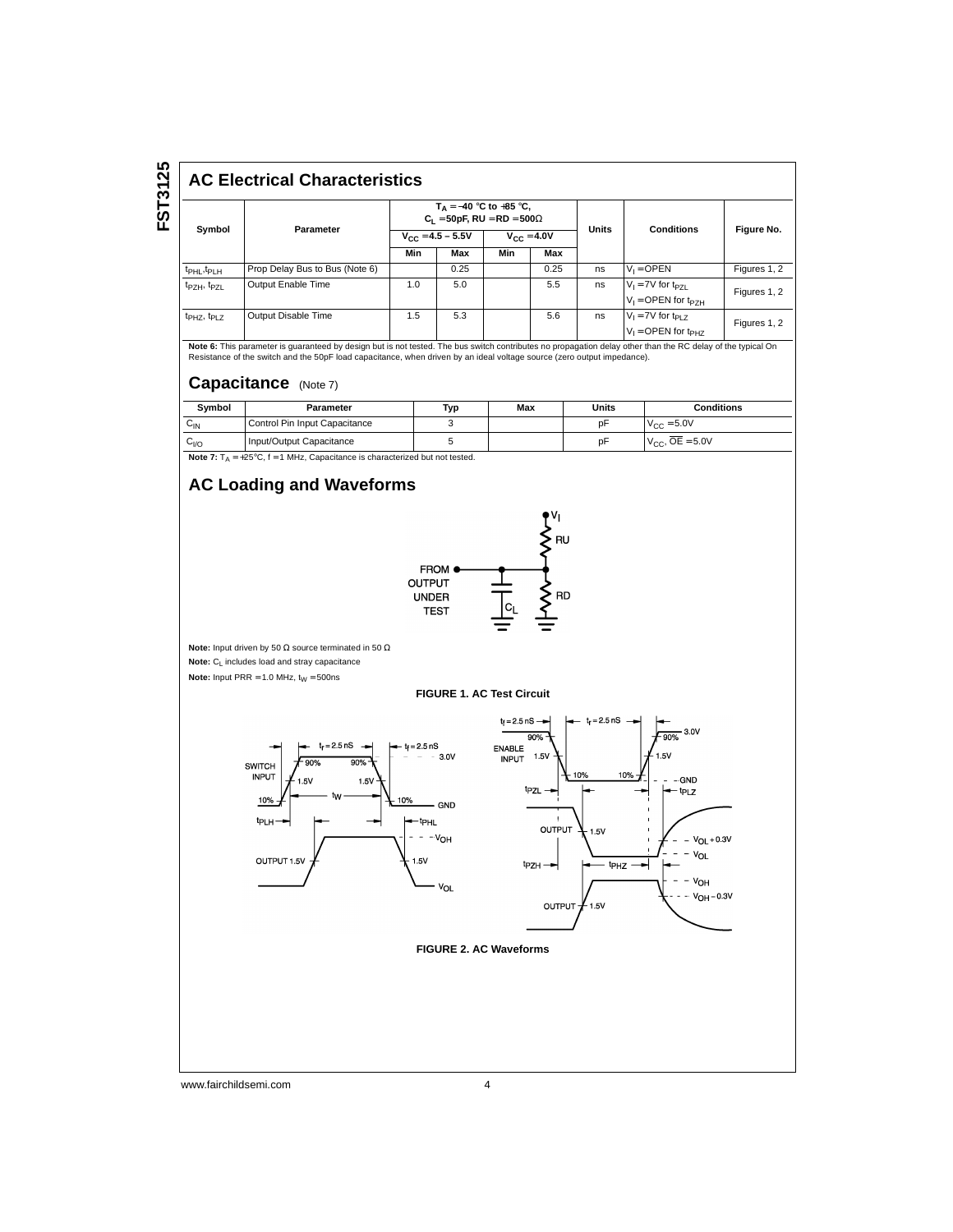## AC Electrical Characteristics

| Symbol | Parameter | $T_A = -40$ °C to $+85$ °C, $C_L = 50pF$, RU = RD = 500Ω | | | | Units | Conditions | Figure No. |
|---|---|---|---|---|---|---|---|---|
| | | $V_{CC} = 4.5 - 5.5V$ | | $V_{CC} = 4.0V$ | | | | |
| | | Min | Max | Min | Max | | | |
| $t_{PHL}, t_{PLH}$ | Prop Delay Bus to Bus (Note 6) | | 0.25 | | 0.25 | ns | $V_I$ = OPEN | Figures 1, 2 |
| $t_{PZH}, t_{PZL}$ | Output Enable Time | 1.0 | 5.0 | | 5.5 | ns | $V_I$ = 7V for $t_{PZL}$; $V_I$ = OPEN for $t_{PZH}$ | Figures 1, 2 |
| $t_{PHZ}, t_{PLZ}$ | Output Disable Time | 1.5 | 5.3 | | 5.6 | ns | $V_I$ = 7V for $t_{PLZ}$; $V_I$ = OPEN for $t_{PHZ}$ | Figures 1, 2 |

**Note 6:** This parameter is guaranteed by design but is not tested. The bus switch contributes no propagation delay other than the RC delay of the typical On Resistance of the switch and the 50pF load capacitance, when driven by an ideal voltage source (zero output impedance).

## Capacitance (Note 7)

| Symbol | Parameter | Typ | Max | Units | Conditions |
|---|---|---|---|---|---|
| $C_{IN}$ | Control Pin Input Capacitance | 3 | | pF | $V_{CC} = 5.0V$ |
| $C_{I/O}$ | Input/Output Capacitance | 5 | | pF | $V_{CC}$, $\overline{OE} = 5.0V$ |

**Note 7:** $T_A = +25$°C, f = 1 MHz, Capacitance is characterized but not tested.

## AC Loading and Waveforms

**Note:** Input driven by 50 Ω source terminated in 50 Ω

**Note:** $C_L$ includes load and stray capacitance

**Note:** Input PRR = 1.0 MHz, $t_W$ = 500ns

**FIGURE 1. AC Test Circuit**

**FIGURE 2. AC Waveforms**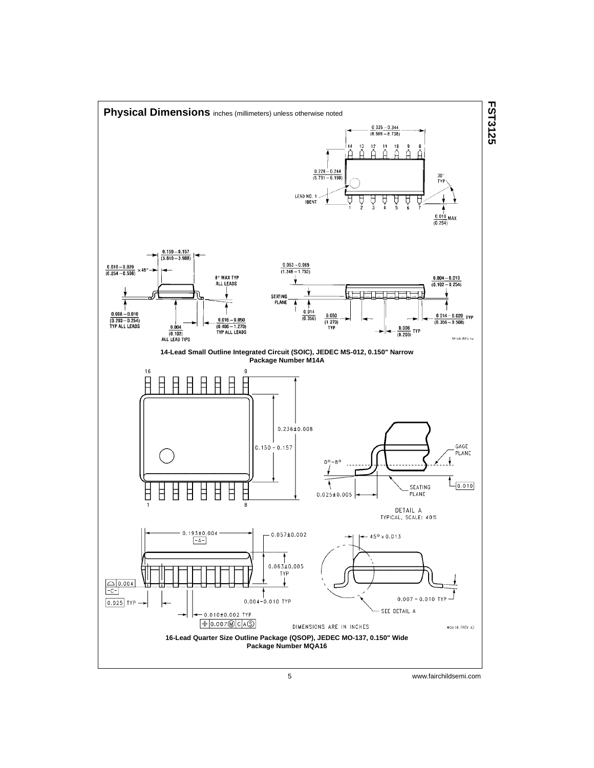## Physical Dimensions inches (millimeters) unless otherwise noted

0.335 – 0.344 (8.509 – 8.738)

14 13 12 11 10 9 8

0.228 – 0.244 (5.791 – 6.198)

LEAD NO. 1 IDENT

1 2 3 4 5 6 7

30° TYP

0.010 MAX (0.254)

0.150 – 0.157 (3.810 – 3.988)

0.010 – 0.020 (0.254 – 0.508) × 45°

8° MAX TYP ALL LEADS

0.008 – 0.010 (0.203 – 0.254) TYP ALL LEADS

0.004 (0.102) ALL LEAD TIPS

0.016 – 0.050 (0.406 – 1.270) TYP ALL LEADS

0.053 – 0.069 (1.346 – 1.753)

0.004 – 0.010 (0.102 – 0.254)

SEATING PLANE

0.014 (0.356)

0.050 (1.270) TYP

0.014 – 0.020 TYP (0.356 – 0.508)

0.008 (0.203) TYP

M14A (REV H)

**14-Lead Small Outline Integrated Circuit (SOIC), JEDEC MS-012, 0.150" Narrow**
**Package Number M14A**

16 9

1 8

0.236±0.008

0.150 – 0.157

0°–8°

GAGE PLANE

0.010

SEATING PLANE

0.025±0.005

DETAIL A
TYPICAL, SCALE: 40%

0.193±0.004
-A-

0.057±0.002

45° × 0.013

0.063±0.005 TYP

0.004
-C-

0.025 TYP

0.004–0.010 TYP

0.007 – 0.010 TYP

SEE DETAIL A

0.010±0.002 TYP

⊕ 0.007 Ⓜ C A Ⓢ

DIMENSIONS ARE IN INCHES

MQA16 (REV A)

**16-Lead Quarter Size Outline Package (QSOP), JEDEC MO-137, 0.150" Wide**
**Package Number MQA16**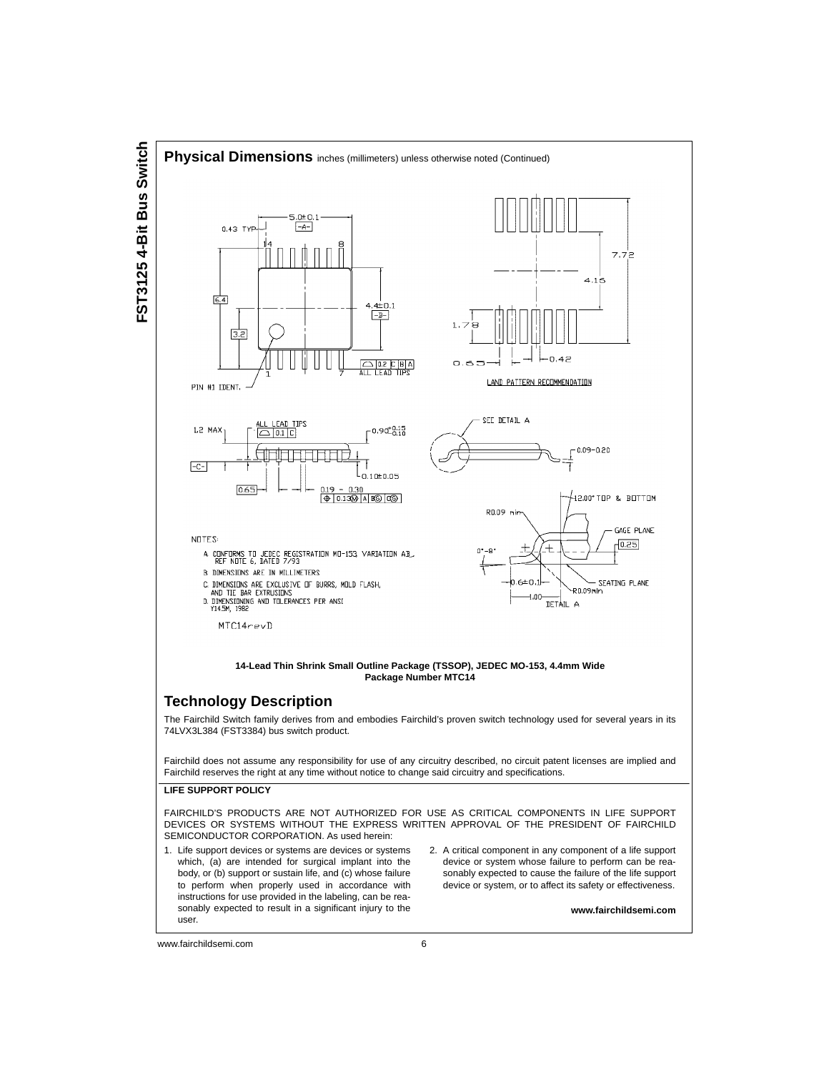## Physical Dimensions inches (millimeters) unless otherwise noted (Continued)

5.0±0.1
-A-
0.43 TYP
14
8
6.4
4.4±0.1
-B-
3.2
1
7
0.2 C B A
ALL LEAD TIPS
PIN #1 IDENT.

7.72
4.16
1.78
0.65
0.42
LAND PATTERN RECOMMENDATION

1.2 MAX
ALL LEAD TIPS
0.1 C
0.90 +0.15 -0.10
-C-
0.10±0.05
0.65
0.19 - 0.30
0.13 M A B S C S

SEE DETAIL A
0.09-0.20
12.00° TOP & BOTTOM
R0.09 min
GAGE PLANE
0.25
0°-8°
0.6±0.1
SEATING PLANE
R0.09min
1.00
DETAIL A

NOTES:

A. CONFORMS TO JEDEC REGISTRATION MO-153, VARIATION AB, REF NOTE 6, DATED 7/93

B. DIMENSIONS ARE IN MILLIMETERS

C. DIMENSIONS ARE EXCLUSIVE OF BURRS, MOLD FLASH, AND TIE BAR EXTRUSIONS

D. DIMENSIONING AND TOLERANCES PER ANSI Y14.5M, 1982

MTC14revD

**14-Lead Thin Shrink Small Outline Package (TSSOP), JEDEC MO-153, 4.4mm Wide**
**Package Number MTC14**

## Technology Description

The Fairchild Switch family derives from and embodies Fairchild's proven switch technology used for several years in its 74LVX3L384 (FST3384) bus switch product.

Fairchild does not assume any responsibility for use of any circuitry described, no circuit patent licenses are implied and Fairchild reserves the right at any time without notice to change said circuitry and specifications.

**LIFE SUPPORT POLICY**

FAIRCHILD'S PRODUCTS ARE NOT AUTHORIZED FOR USE AS CRITICAL COMPONENTS IN LIFE SUPPORT DEVICES OR SYSTEMS WITHOUT THE EXPRESS WRITTEN APPROVAL OF THE PRESIDENT OF FAIRCHILD SEMICONDUCTOR CORPORATION. As used herein:

1. Life support devices or systems are devices or systems which, (a) are intended for surgical implant into the body, or (b) support or sustain life, and (c) whose failure to perform when properly used in accordance with instructions for use provided in the labeling, can be reasonably expected to result in a significant injury to the user.

2. A critical component in any component of a life support device or system whose failure to perform can be reasonably expected to cause the failure of the life support device or system, or to affect its safety or effectiveness.

**www.fairchildsemi.com**